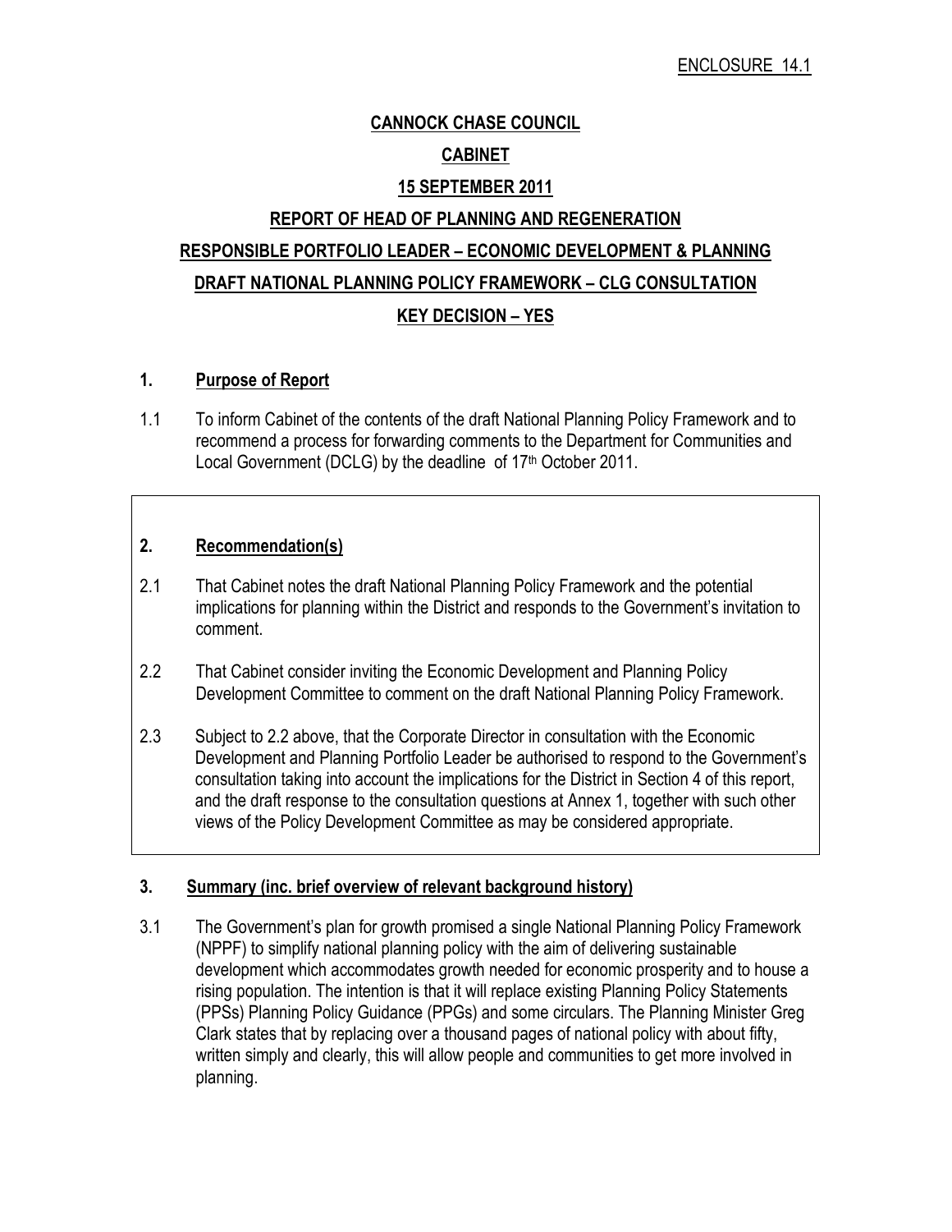ENCLOSURE 14.1

**CANNOCK CHASE COUNCIL**

**CABINET**

**15 SEPTEMBER 2011**

**REPORT OF HEAD OF PLANNING AND REGENERATION**

**RESPONSIBLE PORTFOLIO LEADER – ECONOMIC DEVELOPMENT & PLANNING**

**DRAFT NATIONAL PLANNING POLICY FRAMEWORK – CLG CONSULTATION**

**KEY DECISION – YES**

## 1. Purpose of Report

1.1 To inform Cabinet of the contents of the draft National Planning Policy Framework and to recommend a process for forwarding comments to the Department for Communities and Local Government (DCLG) by the deadline of 17th October 2011.

## 2. Recommendation(s)

2.1 That Cabinet notes the draft National Planning Policy Framework and the potential implications for planning within the District and responds to the Government's invitation to comment.

2.2 That Cabinet consider inviting the Economic Development and Planning Policy Development Committee to comment on the draft National Planning Policy Framework.

2.3 Subject to 2.2 above, that the Corporate Director in consultation with the Economic Development and Planning Portfolio Leader be authorised to respond to the Government's consultation taking into account the implications for the District in Section 4 of this report, and the draft response to the consultation questions at Annex 1, together with such other views of the Policy Development Committee as may be considered appropriate.

## 3. Summary (inc. brief overview of relevant background history)

3.1 The Government's plan for growth promised a single National Planning Policy Framework (NPPF) to simplify national planning policy with the aim of delivering sustainable development which accommodates growth needed for economic prosperity and to house a rising population. The intention is that it will replace existing Planning Policy Statements (PPSs) Planning Policy Guidance (PPGs) and some circulars. The Planning Minister Greg Clark states that by replacing over a thousand pages of national policy with about fifty, written simply and clearly, this will allow people and communities to get more involved in planning.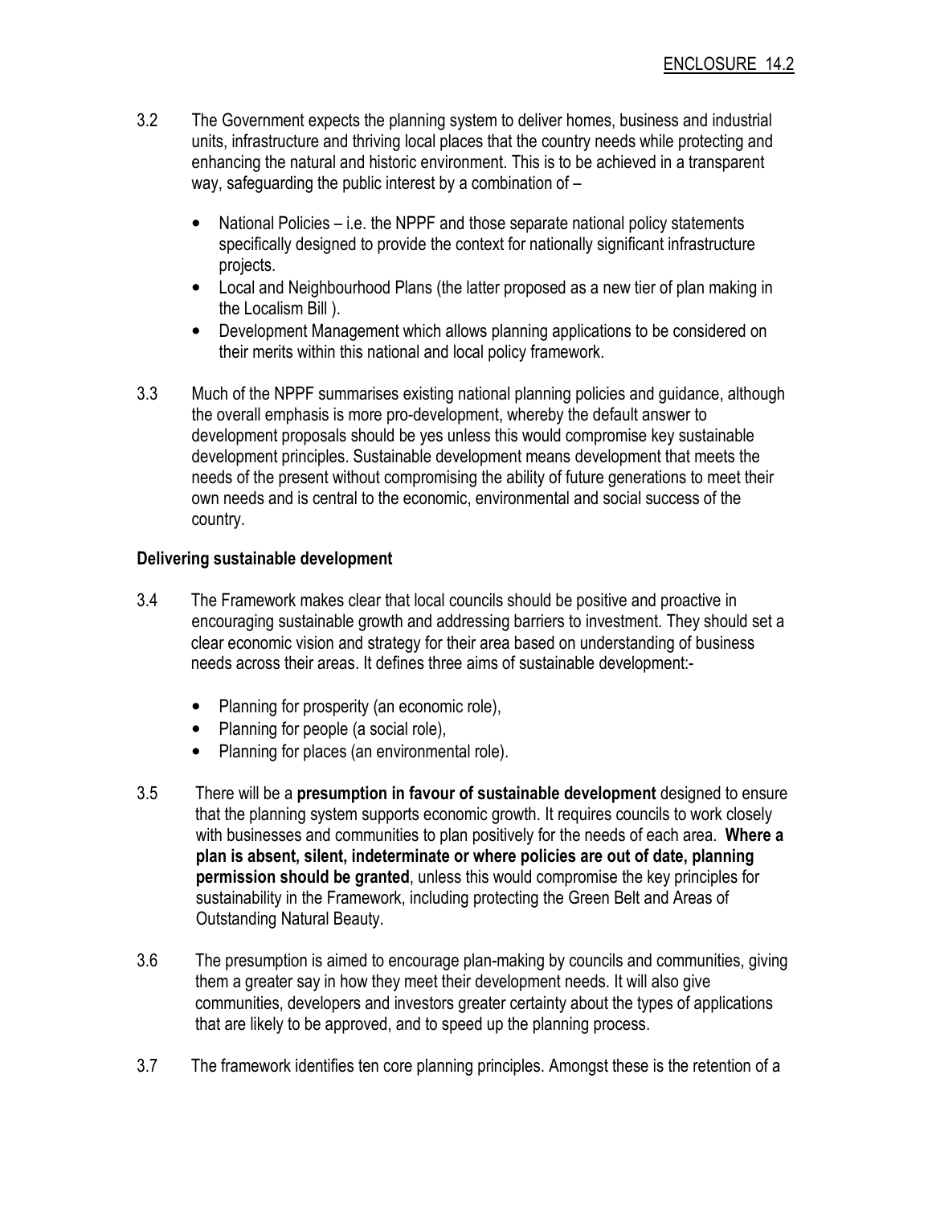3.2 The Government expects the planning system to deliver homes, business and industrial units, infrastructure and thriving local places that the country needs while protecting and enhancing the natural and historic environment. This is to be achieved in a transparent way, safeguarding the public interest by a combination of –

- National Policies – i.e. the NPPF and those separate national policy statements specifically designed to provide the context for nationally significant infrastructure projects.
- Local and Neighbourhood Plans (the latter proposed as a new tier of plan making in the Localism Bill ).
- Development Management which allows planning applications to be considered on their merits within this national and local policy framework.

3.3 Much of the NPPF summarises existing national planning policies and guidance, although the overall emphasis is more pro-development, whereby the default answer to development proposals should be yes unless this would compromise key sustainable development principles. Sustainable development means development that meets the needs of the present without compromising the ability of future generations to meet their own needs and is central to the economic, environmental and social success of the country.

**Delivering sustainable development**

3.4 The Framework makes clear that local councils should be positive and proactive in encouraging sustainable growth and addressing barriers to investment. They should set a clear economic vision and strategy for their area based on understanding of business needs across their areas. It defines three aims of sustainable development:-

- Planning for prosperity (an economic role),
- Planning for people (a social role),
- Planning for places (an environmental role).

3.5 There will be a **presumption in favour of sustainable development** designed to ensure that the planning system supports economic growth. It requires councils to work closely with businesses and communities to plan positively for the needs of each area. **Where a plan is absent, silent, indeterminate or where policies are out of date, planning permission should be granted**, unless this would compromise the key principles for sustainability in the Framework, including protecting the Green Belt and Areas of Outstanding Natural Beauty.

3.6 The presumption is aimed to encourage plan-making by councils and communities, giving them a greater say in how they meet their development needs. It will also give communities, developers and investors greater certainty about the types of applications that are likely to be approved, and to speed up the planning process.

3.7 The framework identifies ten core planning principles. Amongst these is the retention of a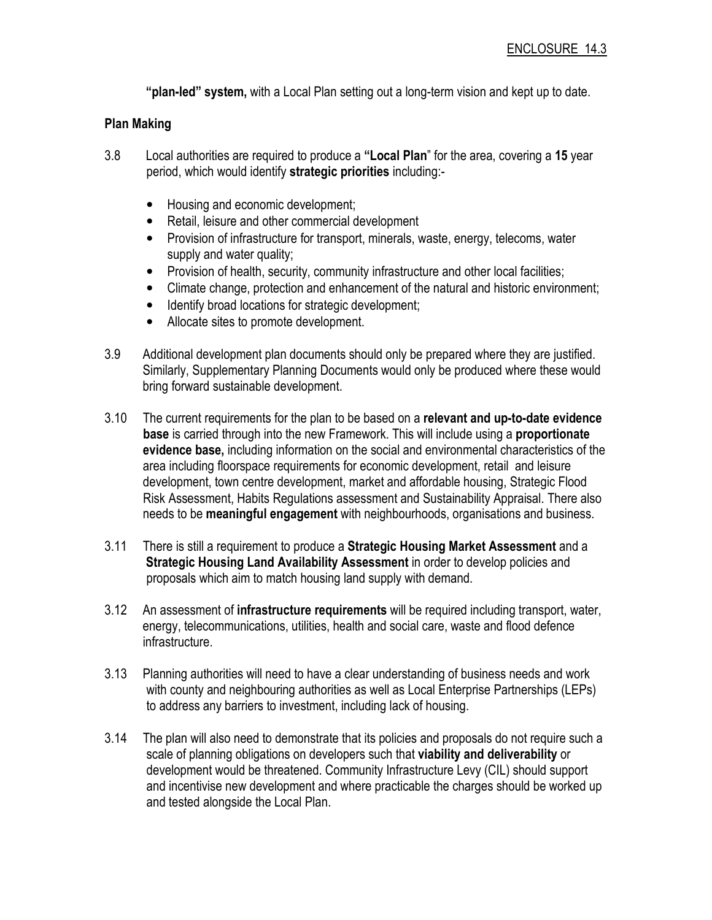**"plan-led" system,** with a Local Plan setting out a long-term vision and kept up to date.

**Plan Making**

3.8 Local authorities are required to produce a **"Local Plan**" for the area, covering a **15** year period, which would identify **strategic priorities** including:-

- Housing and economic development;
- Retail, leisure and other commercial development
- Provision of infrastructure for transport, minerals, waste, energy, telecoms, water supply and water quality;
- Provision of health, security, community infrastructure and other local facilities;
- Climate change, protection and enhancement of the natural and historic environment;
- Identify broad locations for strategic development;
- Allocate sites to promote development.

3.9 Additional development plan documents should only be prepared where they are justified. Similarly, Supplementary Planning Documents would only be produced where these would bring forward sustainable development.

3.10 The current requirements for the plan to be based on a **relevant and up-to-date evidence base** is carried through into the new Framework. This will include using a **proportionate evidence base,** including information on the social and environmental characteristics of the area including floorspace requirements for economic development, retail and leisure development, town centre development, market and affordable housing, Strategic Flood Risk Assessment, Habits Regulations assessment and Sustainability Appraisal. There also needs to be **meaningful engagement** with neighbourhoods, organisations and business.

3.11 There is still a requirement to produce a **Strategic Housing Market Assessment** and a **Strategic Housing Land Availability Assessment** in order to develop policies and proposals which aim to match housing land supply with demand.

3.12 An assessment of **infrastructure requirements** will be required including transport, water, energy, telecommunications, utilities, health and social care, waste and flood defence infrastructure.

3.13 Planning authorities will need to have a clear understanding of business needs and work with county and neighbouring authorities as well as Local Enterprise Partnerships (LEPs) to address any barriers to investment, including lack of housing.

3.14 The plan will also need to demonstrate that its policies and proposals do not require such a scale of planning obligations on developers such that **viability and deliverability** or development would be threatened. Community Infrastructure Levy (CIL) should support and incentivise new development and where practicable the charges should be worked up and tested alongside the Local Plan.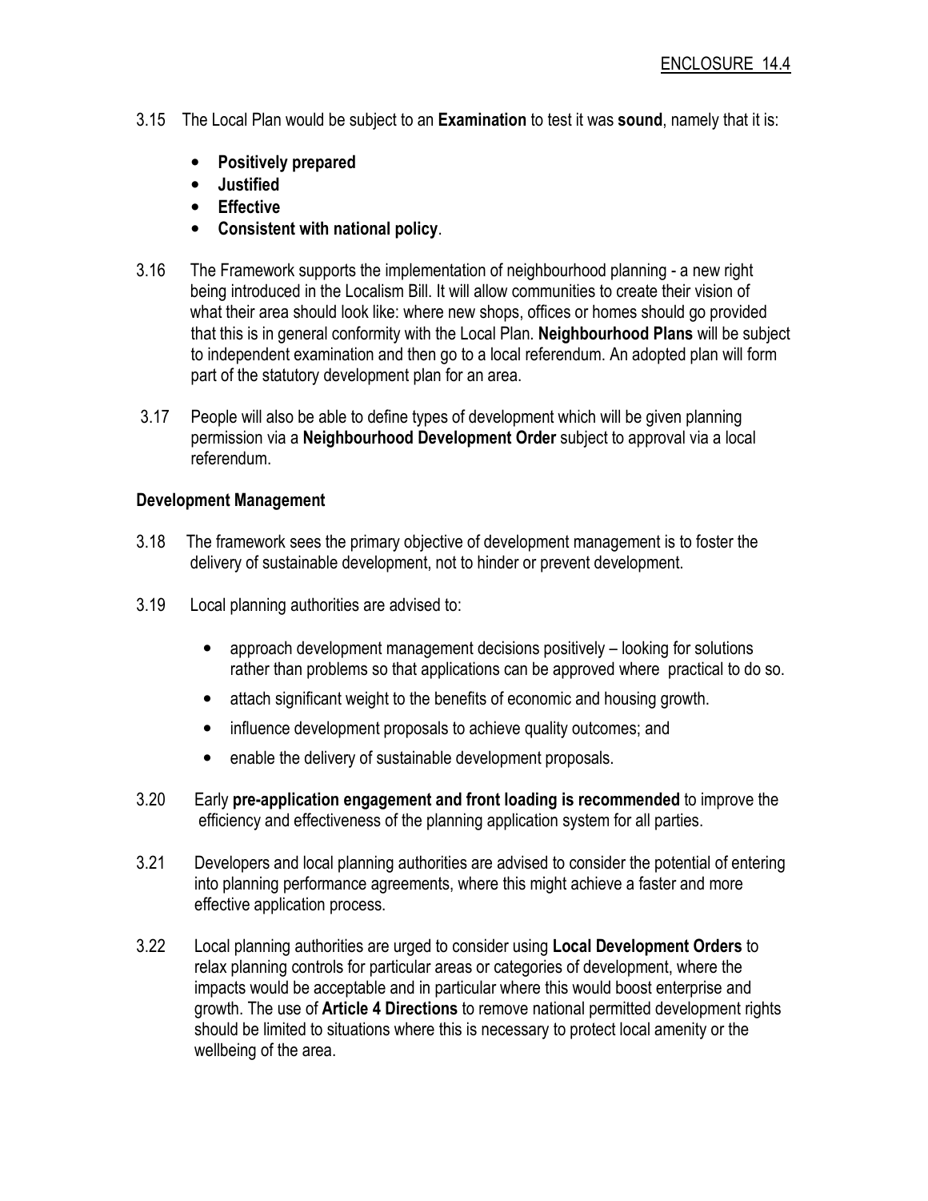ENCLOSURE 14.4

3.15 The Local Plan would be subject to an **Examination** to test it was **sound**, namely that it is:

- **Positively prepared**
- **Justified**
- **Effective**
- **Consistent with national policy**.

3.16 The Framework supports the implementation of neighbourhood planning - a new right being introduced in the Localism Bill. It will allow communities to create their vision of what their area should look like: where new shops, offices or homes should go provided that this is in general conformity with the Local Plan. **Neighbourhood Plans** will be subject to independent examination and then go to a local referendum. An adopted plan will form part of the statutory development plan for an area.

3.17 People will also be able to define types of development which will be given planning permission via a **Neighbourhood Development Order** subject to approval via a local referendum.

**Development Management**

3.18 The framework sees the primary objective of development management is to foster the delivery of sustainable development, not to hinder or prevent development.

3.19 Local planning authorities are advised to:

- approach development management decisions positively – looking for solutions rather than problems so that applications can be approved where practical to do so.
- attach significant weight to the benefits of economic and housing growth.
- influence development proposals to achieve quality outcomes; and
- enable the delivery of sustainable development proposals.

3.20 Early **pre-application engagement and front loading is recommended** to improve the efficiency and effectiveness of the planning application system for all parties.

3.21 Developers and local planning authorities are advised to consider the potential of entering into planning performance agreements, where this might achieve a faster and more effective application process.

3.22 Local planning authorities are urged to consider using **Local Development Orders** to relax planning controls for particular areas or categories of development, where the impacts would be acceptable and in particular where this would boost enterprise and growth. The use of **Article 4 Directions** to remove national permitted development rights should be limited to situations where this is necessary to protect local amenity or the wellbeing of the area.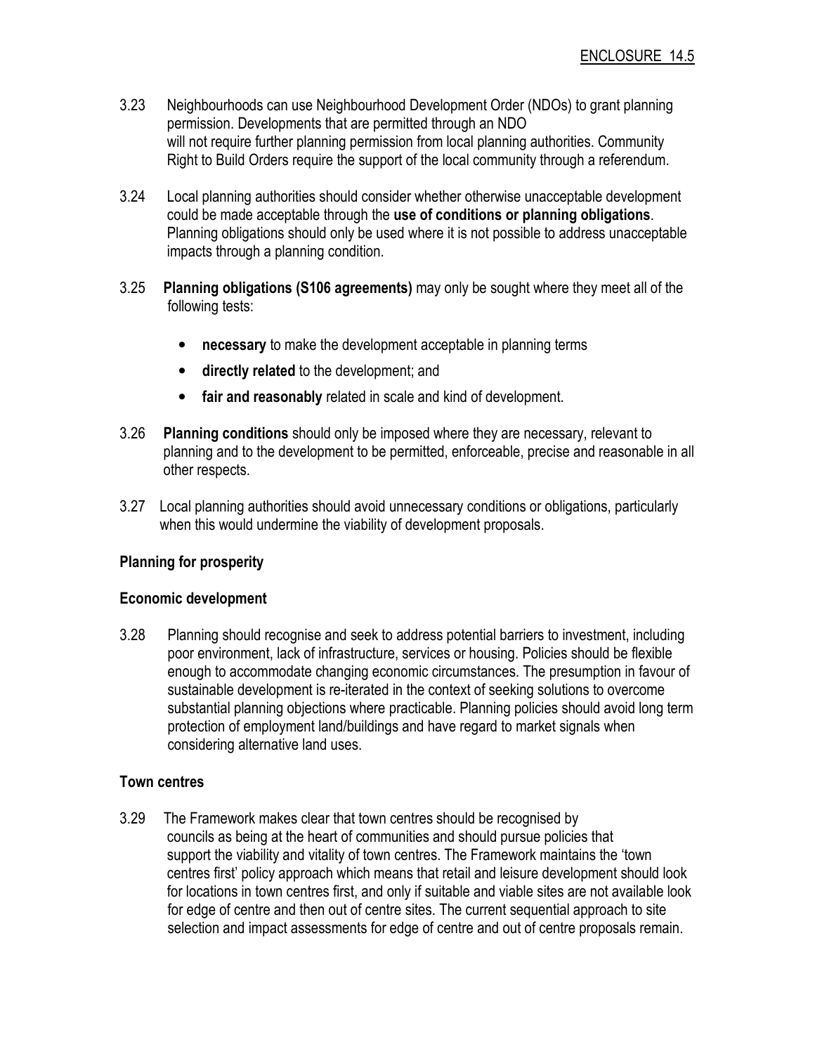ENCLOSURE 14.5

3.23 Neighbourhoods can use Neighbourhood Development Order (NDOs) to grant planning permission. Developments that are permitted through an NDO will not require further planning permission from local planning authorities. Community Right to Build Orders require the support of the local community through a referendum.

3.24 Local planning authorities should consider whether otherwise unacceptable development could be made acceptable through the **use of conditions or planning obligations**. Planning obligations should only be used where it is not possible to address unacceptable impacts through a planning condition.

3.25 **Planning obligations (S106 agreements)** may only be sought where they meet all of the following tests:

- **necessary** to make the development acceptable in planning terms
- **directly related** to the development; and
- **fair and reasonably** related in scale and kind of development.

3.26 **Planning conditions** should only be imposed where they are necessary, relevant to planning and to the development to be permitted, enforceable, precise and reasonable in all other respects.

3.27 Local planning authorities should avoid unnecessary conditions or obligations, particularly when this would undermine the viability of development proposals.

**Planning for prosperity**

**Economic development**

3.28 Planning should recognise and seek to address potential barriers to investment, including poor environment, lack of infrastructure, services or housing. Policies should be flexible enough to accommodate changing economic circumstances. The presumption in favour of sustainable development is re-iterated in the context of seeking solutions to overcome substantial planning objections where practicable. Planning policies should avoid long term protection of employment land/buildings and have regard to market signals when considering alternative land uses.

**Town centres**

3.29 The Framework makes clear that town centres should be recognised by councils as being at the heart of communities and should pursue policies that support the viability and vitality of town centres. The Framework maintains the 'town centres first' policy approach which means that retail and leisure development should look for locations in town centres first, and only if suitable and viable sites are not available look for edge of centre and then out of centre sites. The current sequential approach to site selection and impact assessments for edge of centre and out of centre proposals remain.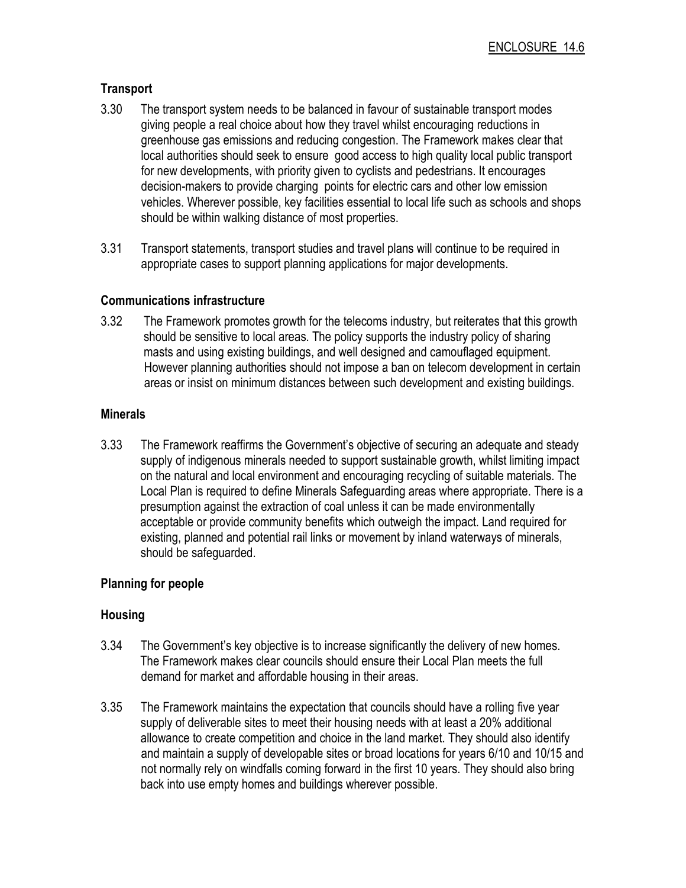## Transport

3.30 The transport system needs to be balanced in favour of sustainable transport modes giving people a real choice about how they travel whilst encouraging reductions in greenhouse gas emissions and reducing congestion. The Framework makes clear that local authorities should seek to ensure good access to high quality local public transport for new developments, with priority given to cyclists and pedestrians. It encourages decision-makers to provide charging points for electric cars and other low emission vehicles. Wherever possible, key facilities essential to local life such as schools and shops should be within walking distance of most properties.

3.31 Transport statements, transport studies and travel plans will continue to be required in appropriate cases to support planning applications for major developments.

## Communications infrastructure

3.32 The Framework promotes growth for the telecoms industry, but reiterates that this growth should be sensitive to local areas. The policy supports the industry policy of sharing masts and using existing buildings, and well designed and camouflaged equipment. However planning authorities should not impose a ban on telecom development in certain areas or insist on minimum distances between such development and existing buildings.

## Minerals

3.33 The Framework reaffirms the Government's objective of securing an adequate and steady supply of indigenous minerals needed to support sustainable growth, whilst limiting impact on the natural and local environment and encouraging recycling of suitable materials. The Local Plan is required to define Minerals Safeguarding areas where appropriate. There is a presumption against the extraction of coal unless it can be made environmentally acceptable or provide community benefits which outweigh the impact. Land required for existing, planned and potential rail links or movement by inland waterways of minerals, should be safeguarded.

## Planning for people

## Housing

3.34 The Government's key objective is to increase significantly the delivery of new homes. The Framework makes clear councils should ensure their Local Plan meets the full demand for market and affordable housing in their areas.

3.35 The Framework maintains the expectation that councils should have a rolling five year supply of deliverable sites to meet their housing needs with at least a 20% additional allowance to create competition and choice in the land market. They should also identify and maintain a supply of developable sites or broad locations for years 6/10 and 10/15 and not normally rely on windfalls coming forward in the first 10 years. They should also bring back into use empty homes and buildings wherever possible.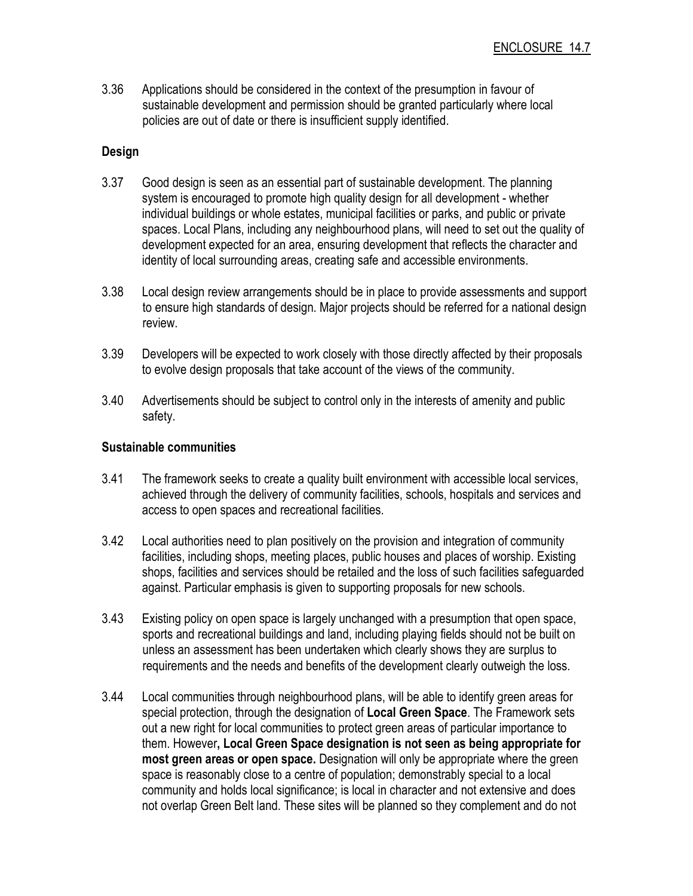3.36 Applications should be considered in the context of the presumption in favour of sustainable development and permission should be granted particularly where local policies are out of date or there is insufficient supply identified.

**Design**

3.37 Good design is seen as an essential part of sustainable development. The planning system is encouraged to promote high quality design for all development - whether individual buildings or whole estates, municipal facilities or parks, and public or private spaces. Local Plans, including any neighbourhood plans, will need to set out the quality of development expected for an area, ensuring development that reflects the character and identity of local surrounding areas, creating safe and accessible environments.

3.38 Local design review arrangements should be in place to provide assessments and support to ensure high standards of design. Major projects should be referred for a national design review.

3.39 Developers will be expected to work closely with those directly affected by their proposals to evolve design proposals that take account of the views of the community.

3.40 Advertisements should be subject to control only in the interests of amenity and public safety.

**Sustainable communities**

3.41 The framework seeks to create a quality built environment with accessible local services, achieved through the delivery of community facilities, schools, hospitals and services and access to open spaces and recreational facilities.

3.42 Local authorities need to plan positively on the provision and integration of community facilities, including shops, meeting places, public houses and places of worship. Existing shops, facilities and services should be retailed and the loss of such facilities safeguarded against. Particular emphasis is given to supporting proposals for new schools.

3.43 Existing policy on open space is largely unchanged with a presumption that open space, sports and recreational buildings and land, including playing fields should not be built on unless an assessment has been undertaken which clearly shows they are surplus to requirements and the needs and benefits of the development clearly outweigh the loss.

3.44 Local communities through neighbourhood plans, will be able to identify green areas for special protection, through the designation of **Local Green Space**. The Framework sets out a new right for local communities to protect green areas of particular importance to them. However**, Local Green Space designation is not seen as being appropriate for most green areas or open space.** Designation will only be appropriate where the green space is reasonably close to a centre of population; demonstrably special to a local community and holds local significance; is local in character and not extensive and does not overlap Green Belt land. These sites will be planned so they complement and do not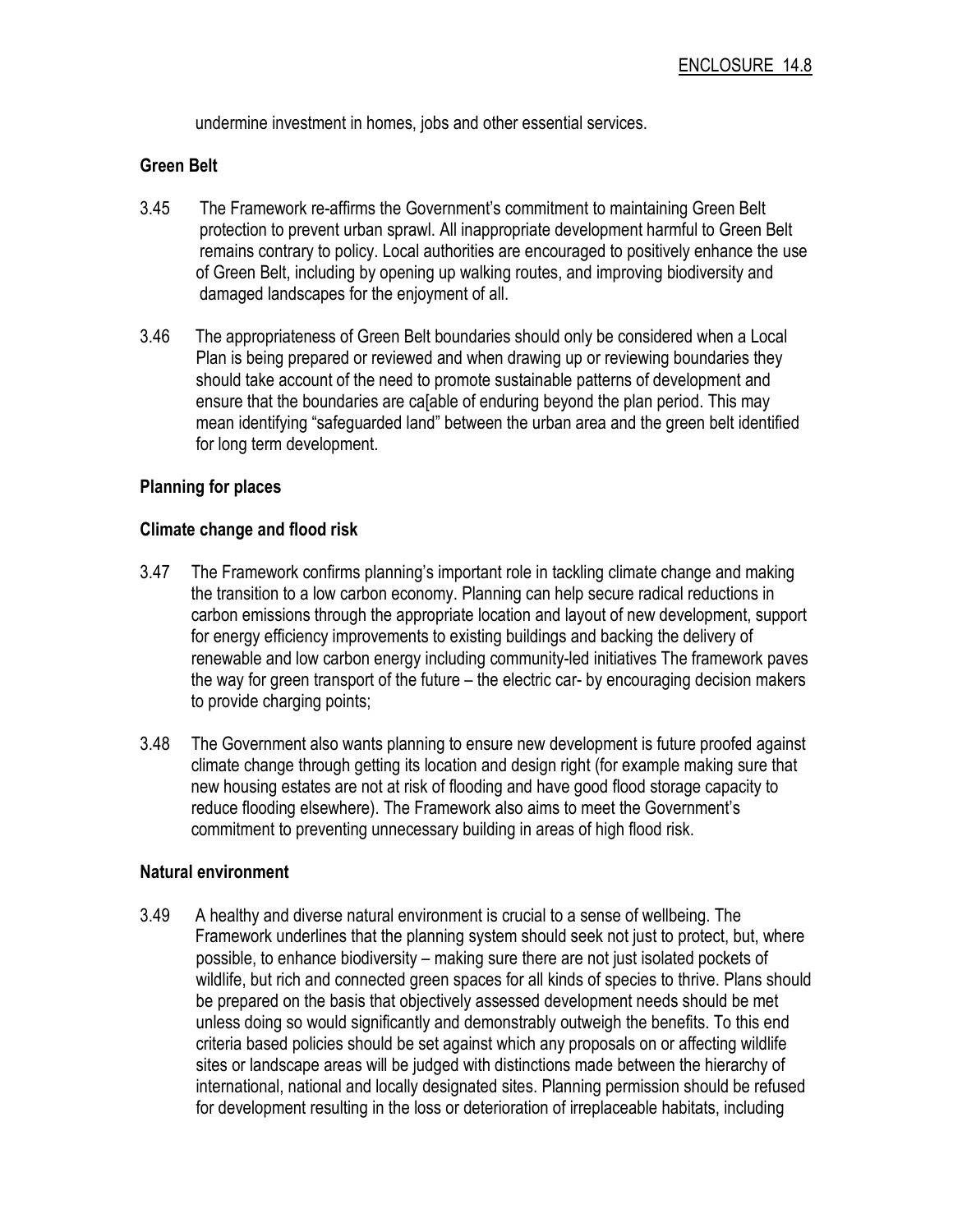undermine investment in homes, jobs and other essential services.

### Green Belt

3.45 The Framework re-affirms the Government's commitment to maintaining Green Belt protection to prevent urban sprawl. All inappropriate development harmful to Green Belt remains contrary to policy. Local authorities are encouraged to positively enhance the use of Green Belt, including by opening up walking routes, and improving biodiversity and damaged landscapes for the enjoyment of all.

3.46 The appropriateness of Green Belt boundaries should only be considered when a Local Plan is being prepared or reviewed and when drawing up or reviewing boundaries they should take account of the need to promote sustainable patterns of development and ensure that the boundaries are ca[able of enduring beyond the plan period. This may mean identifying "safeguarded land" between the urban area and the green belt identified for long term development.

### Planning for places

### Climate change and flood risk

3.47 The Framework confirms planning's important role in tackling climate change and making the transition to a low carbon economy. Planning can help secure radical reductions in carbon emissions through the appropriate location and layout of new development, support for energy efficiency improvements to existing buildings and backing the delivery of renewable and low carbon energy including community-led initiatives The framework paves the way for green transport of the future – the electric car- by encouraging decision makers to provide charging points;

3.48 The Government also wants planning to ensure new development is future proofed against climate change through getting its location and design right (for example making sure that new housing estates are not at risk of flooding and have good flood storage capacity to reduce flooding elsewhere). The Framework also aims to meet the Government's commitment to preventing unnecessary building in areas of high flood risk.

### Natural environment

3.49 A healthy and diverse natural environment is crucial to a sense of wellbeing. The Framework underlines that the planning system should seek not just to protect, but, where possible, to enhance biodiversity – making sure there are not just isolated pockets of wildlife, but rich and connected green spaces for all kinds of species to thrive. Plans should be prepared on the basis that objectively assessed development needs should be met unless doing so would significantly and demonstrably outweigh the benefits. To this end criteria based policies should be set against which any proposals on or affecting wildlife sites or landscape areas will be judged with distinctions made between the hierarchy of international, national and locally designated sites. Planning permission should be refused for development resulting in the loss or deterioration of irreplaceable habitats, including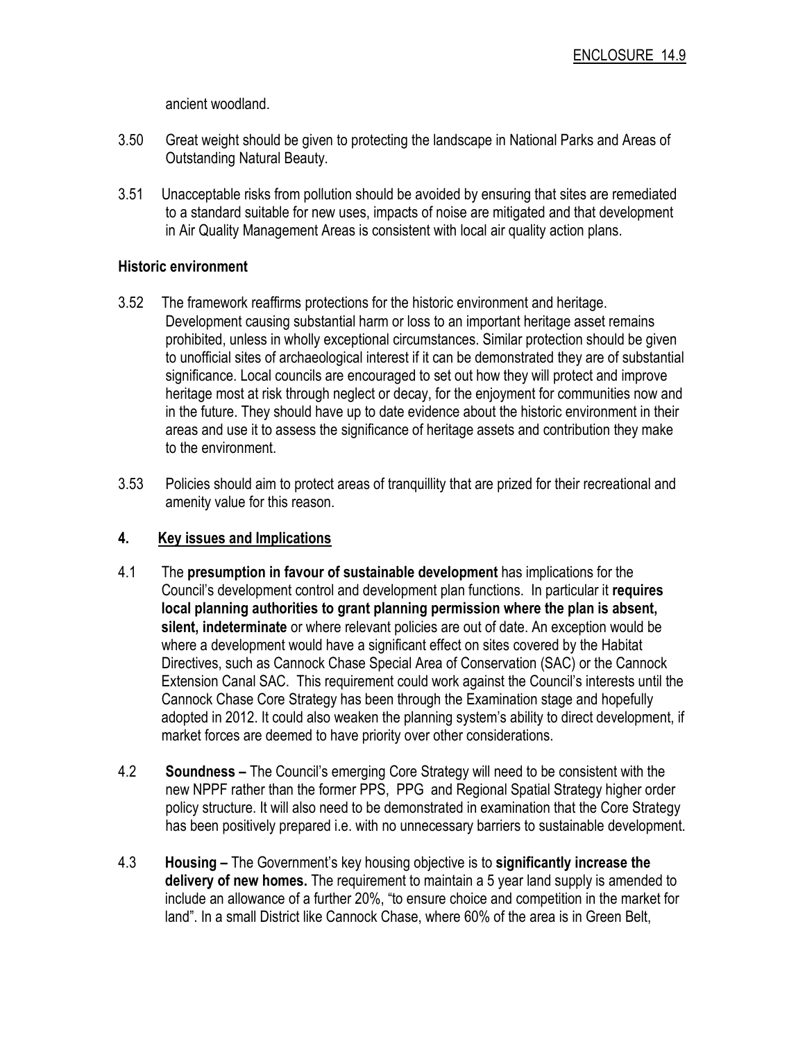ancient woodland.

3.50 Great weight should be given to protecting the landscape in National Parks and Areas of Outstanding Natural Beauty.

3.51 Unacceptable risks from pollution should be avoided by ensuring that sites are remediated to a standard suitable for new uses, impacts of noise are mitigated and that development in Air Quality Management Areas is consistent with local air quality action plans.

**Historic environment**

3.52 The framework reaffirms protections for the historic environment and heritage. Development causing substantial harm or loss to an important heritage asset remains prohibited, unless in wholly exceptional circumstances. Similar protection should be given to unofficial sites of archaeological interest if it can be demonstrated they are of substantial significance. Local councils are encouraged to set out how they will protect and improve heritage most at risk through neglect or decay, for the enjoyment for communities now and in the future. They should have up to date evidence about the historic environment in their areas and use it to assess the significance of heritage assets and contribution they make to the environment.

3.53 Policies should aim to protect areas of tranquillity that are prized for their recreational and amenity value for this reason.

## 4. Key issues and Implications

4.1 The **presumption in favour of sustainable development** has implications for the Council's development control and development plan functions. In particular it **requires local planning authorities to grant planning permission where the plan is absent, silent, indeterminate** or where relevant policies are out of date. An exception would be where a development would have a significant effect on sites covered by the Habitat Directives, such as Cannock Chase Special Area of Conservation (SAC) or the Cannock Extension Canal SAC. This requirement could work against the Council's interests until the Cannock Chase Core Strategy has been through the Examination stage and hopefully adopted in 2012. It could also weaken the planning system's ability to direct development, if market forces are deemed to have priority over other considerations.

4.2 **Soundness –** The Council's emerging Core Strategy will need to be consistent with the new NPPF rather than the former PPS, PPG and Regional Spatial Strategy higher order policy structure. It will also need to be demonstrated in examination that the Core Strategy has been positively prepared i.e. with no unnecessary barriers to sustainable development.

4.3 **Housing –** The Government's key housing objective is to **significantly increase the delivery of new homes.** The requirement to maintain a 5 year land supply is amended to include an allowance of a further 20%, "to ensure choice and competition in the market for land". In a small District like Cannock Chase, where 60% of the area is in Green Belt,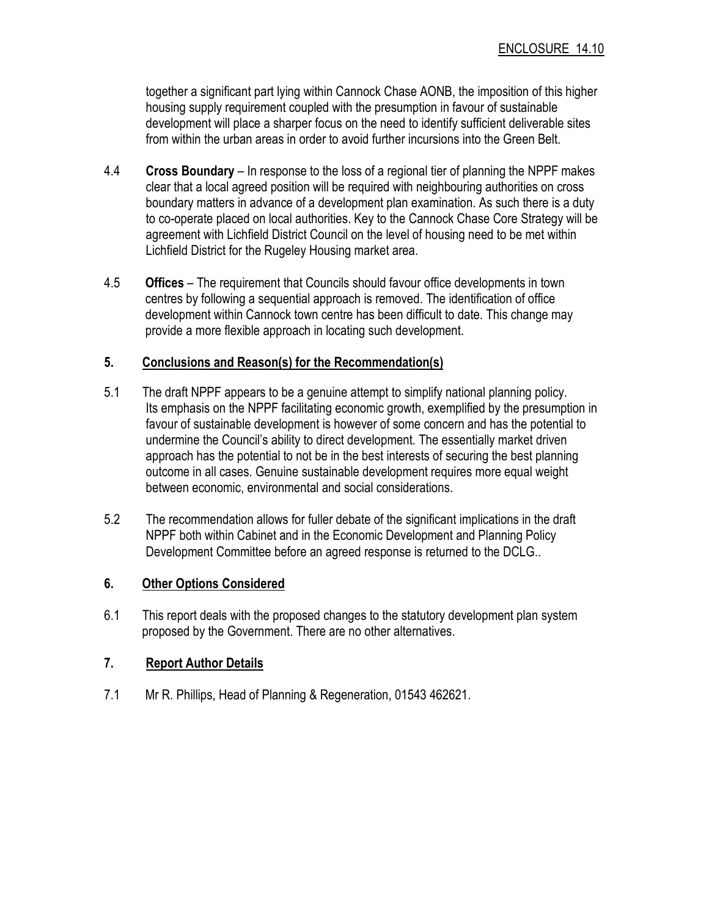together a significant part lying within Cannock Chase AONB, the imposition of this higher housing supply requirement coupled with the presumption in favour of sustainable development will place a sharper focus on the need to identify sufficient deliverable sites from within the urban areas in order to avoid further incursions into the Green Belt.

4.4 **Cross Boundary** – In response to the loss of a regional tier of planning the NPPF makes clear that a local agreed position will be required with neighbouring authorities on cross boundary matters in advance of a development plan examination. As such there is a duty to co-operate placed on local authorities. Key to the Cannock Chase Core Strategy will be agreement with Lichfield District Council on the level of housing need to be met within Lichfield District for the Rugeley Housing market area.

4.5 **Offices** – The requirement that Councils should favour office developments in town centres by following a sequential approach is removed. The identification of office development within Cannock town centre has been difficult to date. This change may provide a more flexible approach in locating such development.

## 5. Conclusions and Reason(s) for the Recommendation(s)

5.1 The draft NPPF appears to be a genuine attempt to simplify national planning policy. Its emphasis on the NPPF facilitating economic growth, exemplified by the presumption in favour of sustainable development is however of some concern and has the potential to undermine the Council's ability to direct development. The essentially market driven approach has the potential to not be in the best interests of securing the best planning outcome in all cases. Genuine sustainable development requires more equal weight between economic, environmental and social considerations.

5.2 The recommendation allows for fuller debate of the significant implications in the draft NPPF both within Cabinet and in the Economic Development and Planning Policy Development Committee before an agreed response is returned to the DCLG..

## 6. Other Options Considered

6.1 This report deals with the proposed changes to the statutory development plan system proposed by the Government. There are no other alternatives.

## 7. Report Author Details

7.1 Mr R. Phillips, Head of Planning & Regeneration, 01543 462621.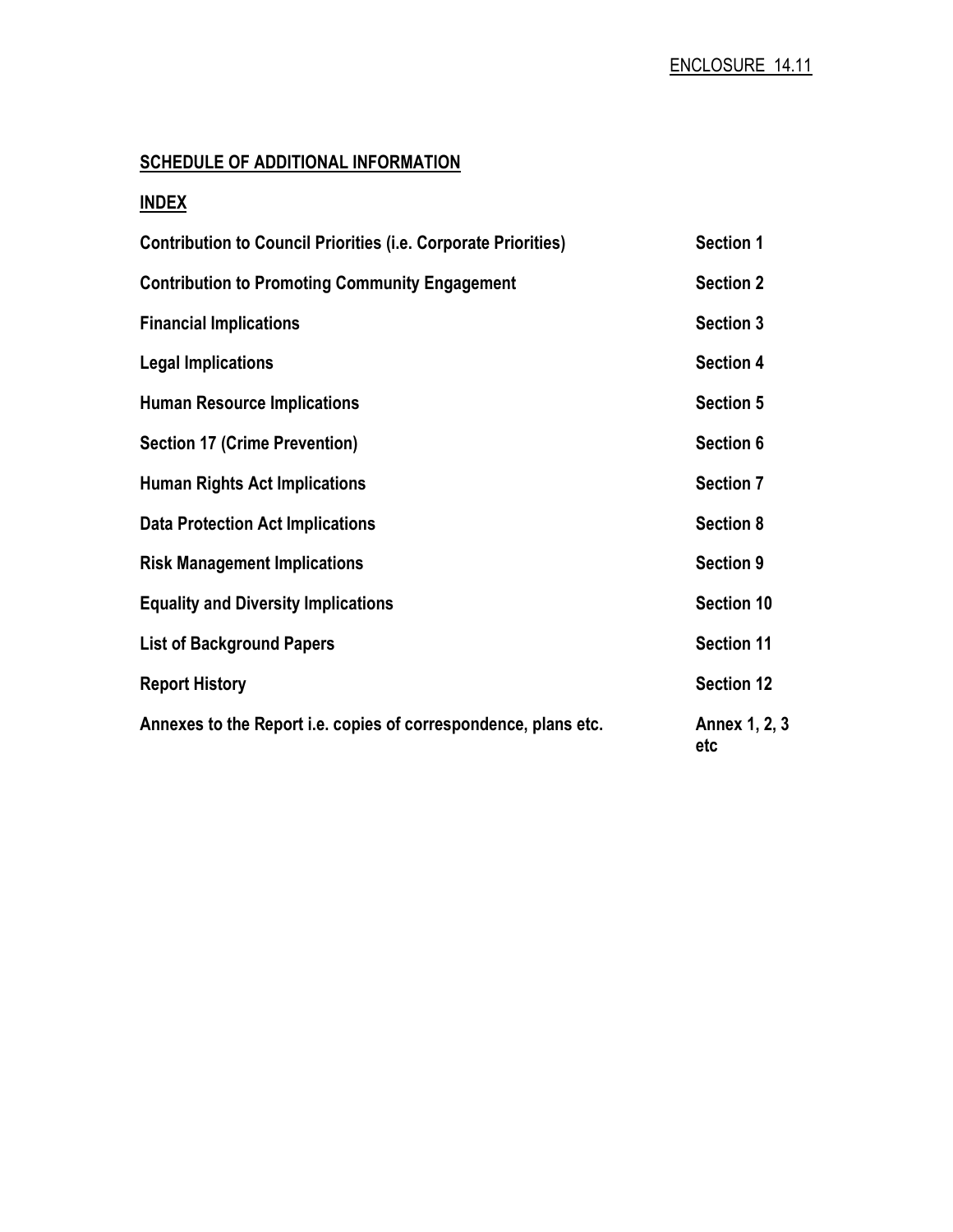ENCLOSURE 14.11

## SCHEDULE OF ADDITIONAL INFORMATION

### INDEX

| | |
|---|---|
| **Contribution to Council Priorities (i.e. Corporate Priorities)** | **Section 1** |
| **Contribution to Promoting Community Engagement** | **Section 2** |
| **Financial Implications** | **Section 3** |
| **Legal Implications** | **Section 4** |
| **Human Resource Implications** | **Section 5** |
| **Section 17 (Crime Prevention)** | **Section 6** |
| **Human Rights Act Implications** | **Section 7** |
| **Data Protection Act Implications** | **Section 8** |
| **Risk Management Implications** | **Section 9** |
| **Equality and Diversity Implications** | **Section 10** |
| **List of Background Papers** | **Section 11** |
| **Report History** | **Section 12** |
| **Annexes to the Report i.e. copies of correspondence, plans etc.** | **Annex 1, 2, 3 etc** |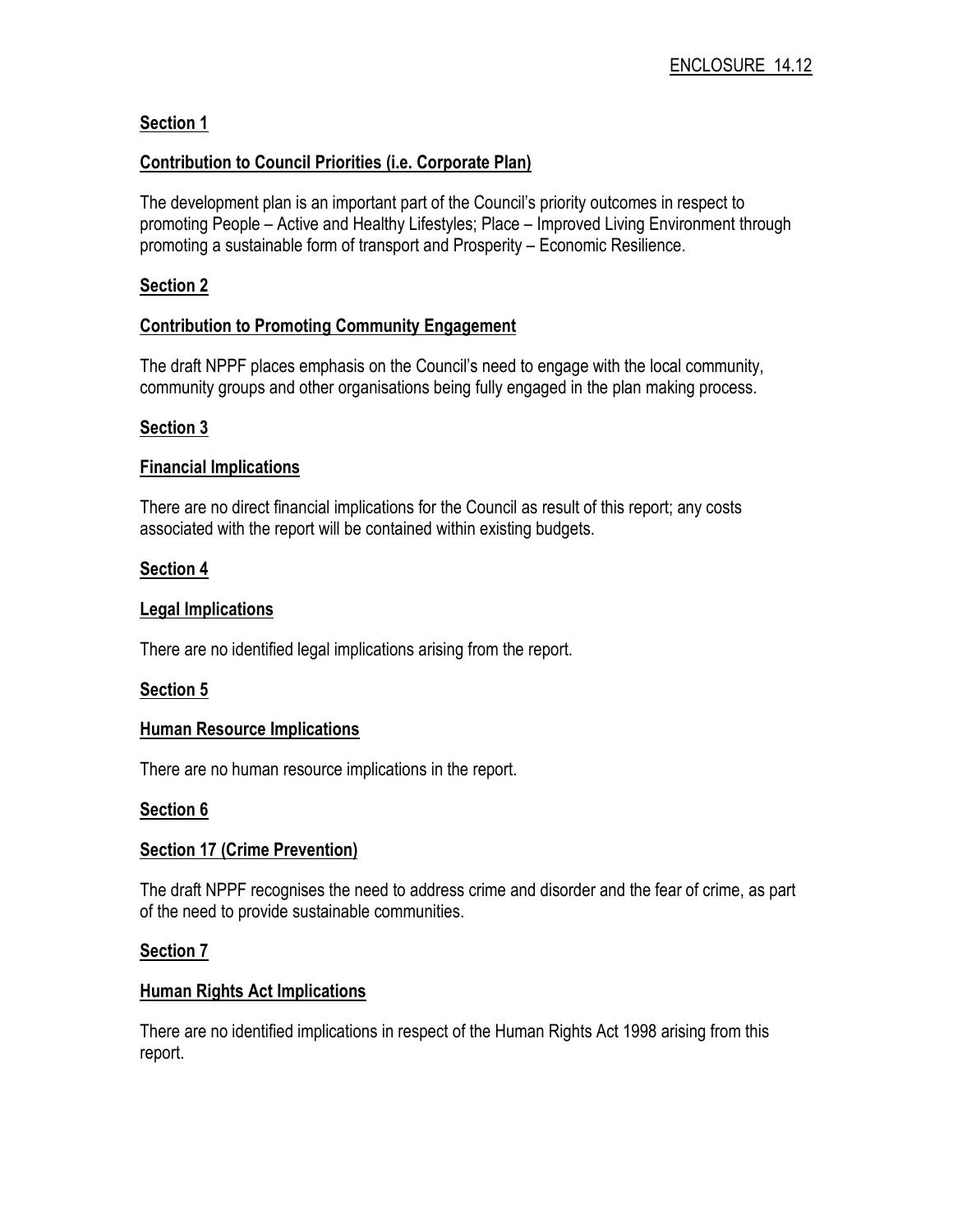ENCLOSURE 14.12

**Section 1**

**Contribution to Council Priorities (i.e. Corporate Plan)**

The development plan is an important part of the Council's priority outcomes in respect to promoting People – Active and Healthy Lifestyles; Place – Improved Living Environment through promoting a sustainable form of transport and Prosperity – Economic Resilience.

**Section 2**

**Contribution to Promoting Community Engagement**

The draft NPPF places emphasis on the Council's need to engage with the local community, community groups and other organisations being fully engaged in the plan making process.

**Section 3**

**Financial Implications**

There are no direct financial implications for the Council as result of this report; any costs associated with the report will be contained within existing budgets.

**Section 4**

**Legal Implications**

There are no identified legal implications arising from the report.

**Section 5**

**Human Resource Implications**

There are no human resource implications in the report.

**Section 6**

**Section 17 (Crime Prevention)**

The draft NPPF recognises the need to address crime and disorder and the fear of crime, as part of the need to provide sustainable communities.

**Section 7**

**Human Rights Act Implications**

There are no identified implications in respect of the Human Rights Act 1998 arising from this report.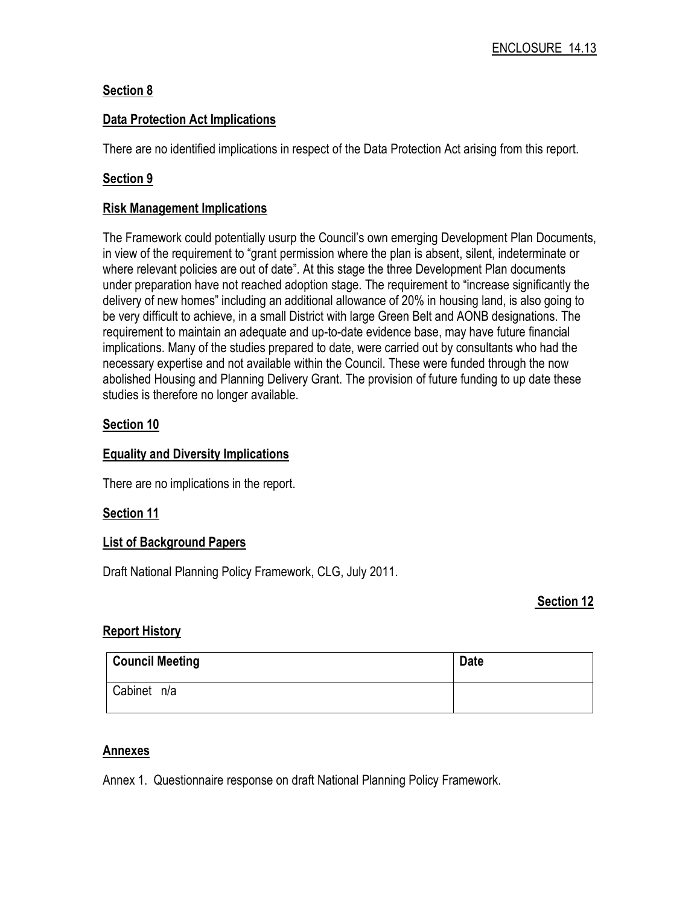ENCLOSURE 14.13

## Section 8

### Data Protection Act Implications

There are no identified implications in respect of the Data Protection Act arising from this report.

## Section 9

### Risk Management Implications

The Framework could potentially usurp the Council's own emerging Development Plan Documents, in view of the requirement to "grant permission where the plan is absent, silent, indeterminate or where relevant policies are out of date". At this stage the three Development Plan documents under preparation have not reached adoption stage. The requirement to "increase significantly the delivery of new homes" including an additional allowance of 20% in housing land, is also going to be very difficult to achieve, in a small District with large Green Belt and AONB designations. The requirement to maintain an adequate and up-to-date evidence base, may have future financial implications. Many of the studies prepared to date, were carried out by consultants who had the necessary expertise and not available within the Council. These were funded through the now abolished Housing and Planning Delivery Grant. The provision of future funding to up date these studies is therefore no longer available.

## Section 10

### Equality and Diversity Implications

There are no implications in the report.

## Section 11

### List of Background Papers

Draft National Planning Policy Framework, CLG, July 2011.

## Section 12

### Report History

| Council Meeting | Date |
|---|---|
| Cabinet n/a | |

### Annexes

Annex 1. Questionnaire response on draft National Planning Policy Framework.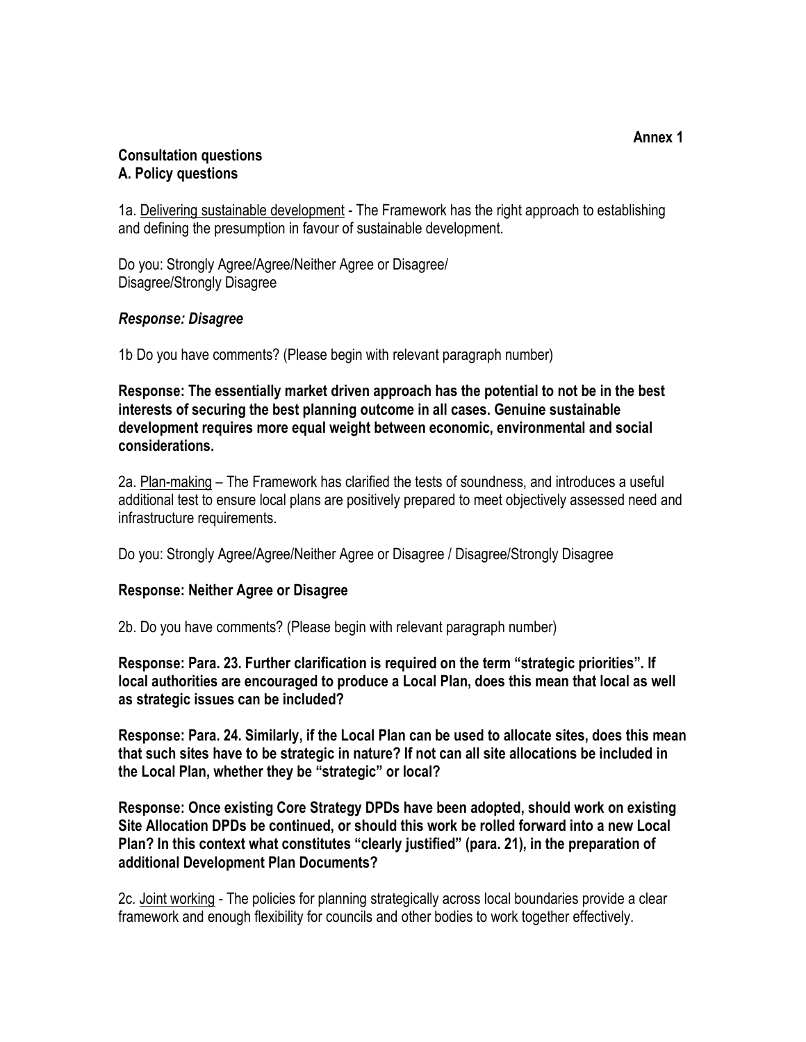**Annex 1**

**Consultation questions**
**A. Policy questions**

1a. <u>Delivering sustainable development</u> - The Framework has the right approach to establishing and defining the presumption in favour of sustainable development.

Do you: Strongly Agree/Agree/Neither Agree or Disagree/
Disagree/Strongly Disagree

***Response: Disagree***

1b Do you have comments? (Please begin with relevant paragraph number)

**Response: The essentially market driven approach has the potential to not be in the best interests of securing the best planning outcome in all cases. Genuine sustainable development requires more equal weight between economic, environmental and social considerations.**

2a. <u>Plan-making</u> – The Framework has clarified the tests of soundness, and introduces a useful additional test to ensure local plans are positively prepared to meet objectively assessed need and infrastructure requirements.

Do you: Strongly Agree/Agree/Neither Agree or Disagree / Disagree/Strongly Disagree

**Response: Neither Agree or Disagree**

2b. Do you have comments? (Please begin with relevant paragraph number)

**Response: Para. 23. Further clarification is required on the term "strategic priorities". If local authorities are encouraged to produce a Local Plan, does this mean that local as well as strategic issues can be included?**

**Response: Para. 24. Similarly, if the Local Plan can be used to allocate sites, does this mean that such sites have to be strategic in nature? If not can all site allocations be included in the Local Plan, whether they be "strategic" or local?**

**Response: Once existing Core Strategy DPDs have been adopted, should work on existing Site Allocation DPDs be continued, or should this work be rolled forward into a new Local Plan? In this context what constitutes "clearly justified" (para. 21), in the preparation of additional Development Plan Documents?**

2c. <u>Joint working</u> - The policies for planning strategically across local boundaries provide a clear framework and enough flexibility for councils and other bodies to work together effectively.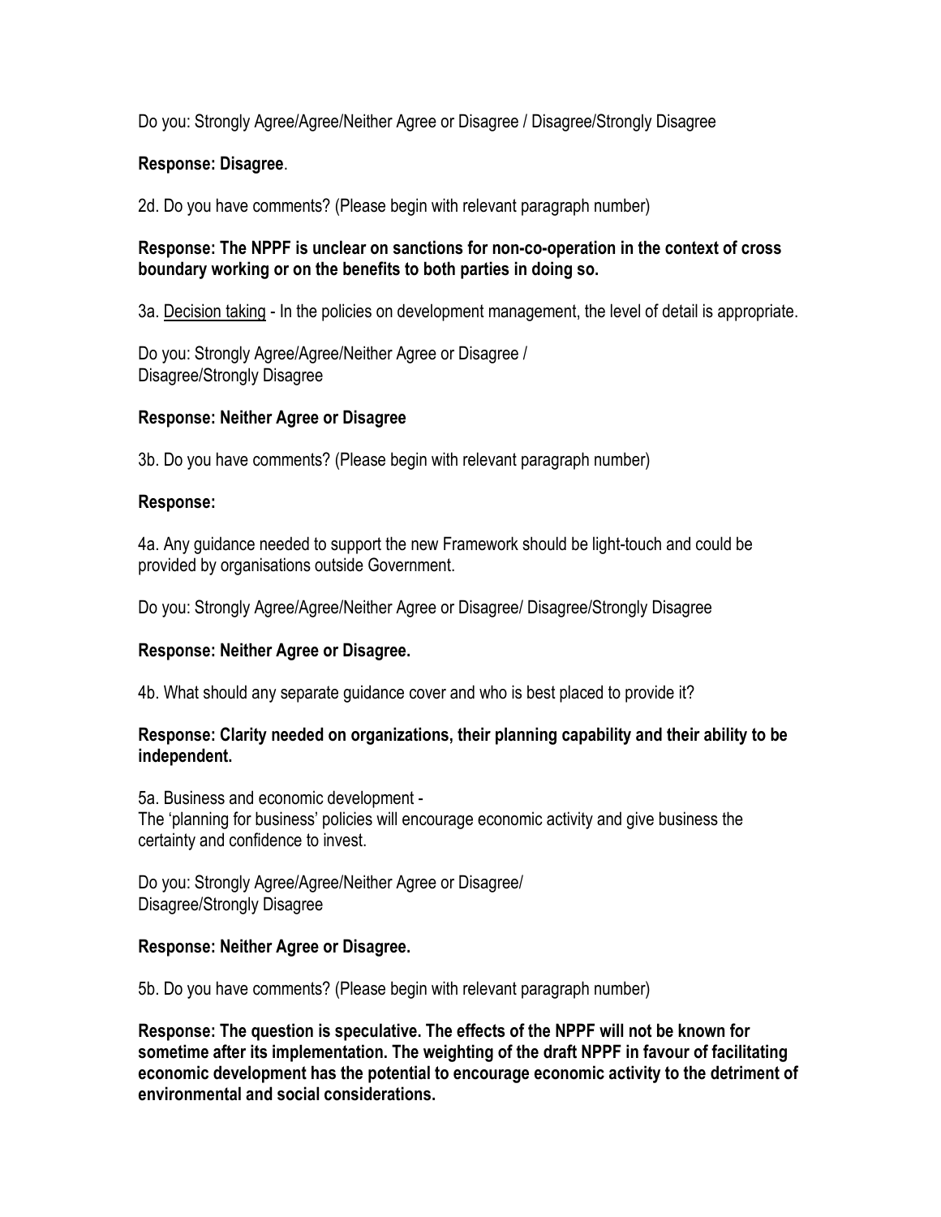Do you: Strongly Agree/Agree/Neither Agree or Disagree / Disagree/Strongly Disagree

**Response: Disagree**.

2d. Do you have comments? (Please begin with relevant paragraph number)

**Response: The NPPF is unclear on sanctions for non-co-operation in the context of cross boundary working or on the benefits to both parties in doing so.**

3a. Decision taking - In the policies on development management, the level of detail is appropriate.

Do you: Strongly Agree/Agree/Neither Agree or Disagree / Disagree/Strongly Disagree

**Response: Neither Agree or Disagree**

3b. Do you have comments? (Please begin with relevant paragraph number)

**Response:**

4a. Any guidance needed to support the new Framework should be light-touch and could be provided by organisations outside Government.

Do you: Strongly Agree/Agree/Neither Agree or Disagree/ Disagree/Strongly Disagree

**Response: Neither Agree or Disagree.**

4b. What should any separate guidance cover and who is best placed to provide it?

**Response: Clarity needed on organizations, their planning capability and their ability to be independent.**

5a. Business and economic development -
The 'planning for business' policies will encourage economic activity and give business the certainty and confidence to invest.

Do you: Strongly Agree/Agree/Neither Agree or Disagree/ Disagree/Strongly Disagree

**Response: Neither Agree or Disagree.**

5b. Do you have comments? (Please begin with relevant paragraph number)

**Response: The question is speculative. The effects of the NPPF will not be known for sometime after its implementation. The weighting of the draft NPPF in favour of facilitating economic development has the potential to encourage economic activity to the detriment of environmental and social considerations.**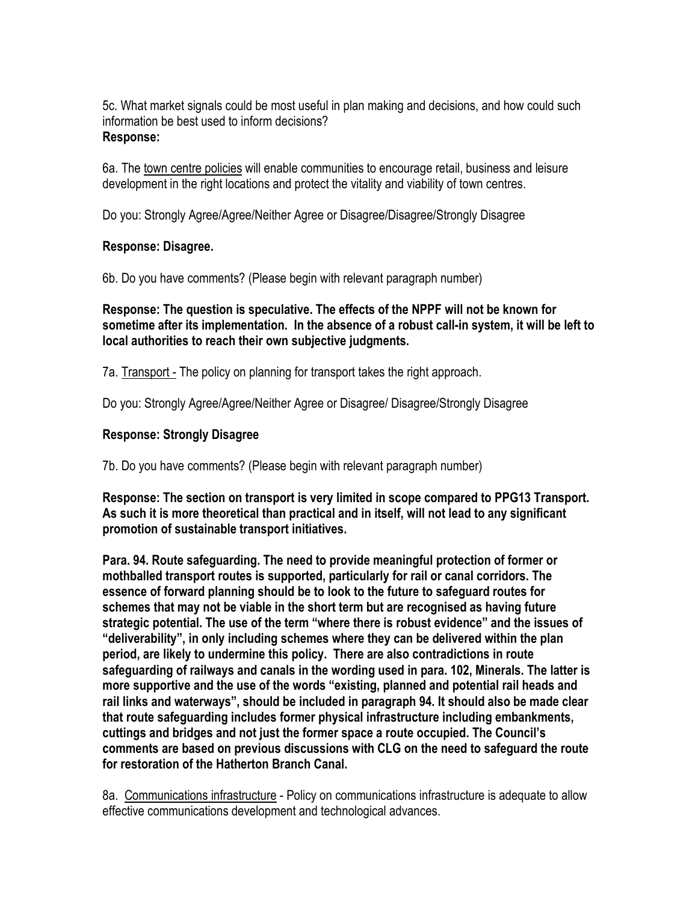5c. What market signals could be most useful in plan making and decisions, and how could such information be best used to inform decisions?
**Response:**

6a. The <u>town centre policies</u> will enable communities to encourage retail, business and leisure development in the right locations and protect the vitality and viability of town centres.

Do you: Strongly Agree/Agree/Neither Agree or Disagree/Disagree/Strongly Disagree

**Response: Disagree.**

6b. Do you have comments? (Please begin with relevant paragraph number)

**Response: The question is speculative. The effects of the NPPF will not be known for sometime after its implementation. In the absence of a robust call-in system, it will be left to local authorities to reach their own subjective judgments.**

7a. <u>Transport -</u> The policy on planning for transport takes the right approach.

Do you: Strongly Agree/Agree/Neither Agree or Disagree/ Disagree/Strongly Disagree

**Response: Strongly Disagree**

7b. Do you have comments? (Please begin with relevant paragraph number)

**Response: The section on transport is very limited in scope compared to PPG13 Transport. As such it is more theoretical than practical and in itself, will not lead to any significant promotion of sustainable transport initiatives.**

**Para. 94. Route safeguarding. The need to provide meaningful protection of former or mothballed transport routes is supported, particularly for rail or canal corridors. The essence of forward planning should be to look to the future to safeguard routes for schemes that may not be viable in the short term but are recognised as having future strategic potential. The use of the term "where there is robust evidence" and the issues of "deliverability", in only including schemes where they can be delivered within the plan period, are likely to undermine this policy. There are also contradictions in route safeguarding of railways and canals in the wording used in para. 102, Minerals. The latter is more supportive and the use of the words "existing, planned and potential rail heads and rail links and waterways", should be included in paragraph 94. It should also be made clear that route safeguarding includes former physical infrastructure including embankments, cuttings and bridges and not just the former space a route occupied. The Council's comments are based on previous discussions with CLG on the need to safeguard the route for restoration of the Hatherton Branch Canal.**

8a. <u>Communications infrastructure</u> - Policy on communications infrastructure is adequate to allow effective communications development and technological advances.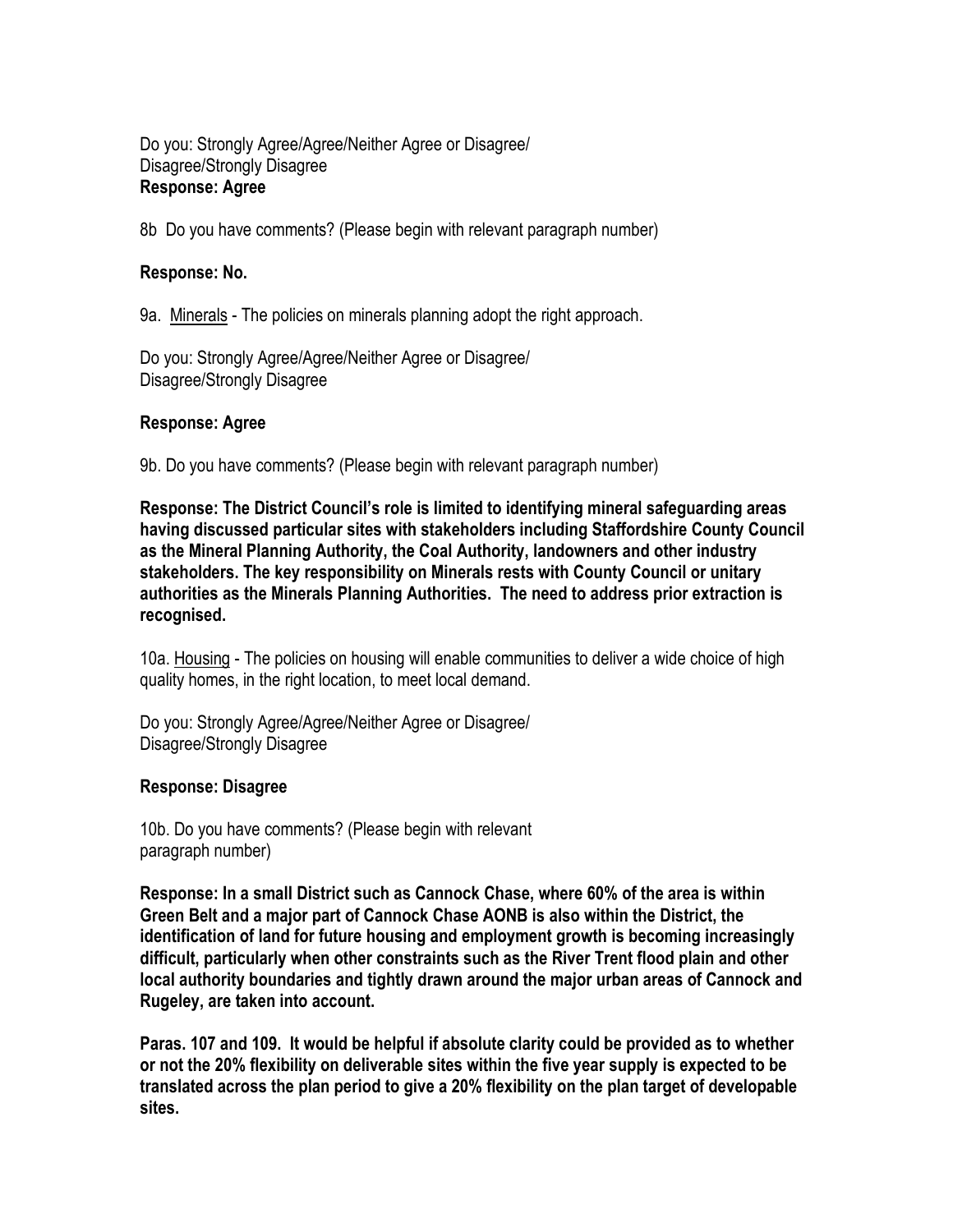Do you: Strongly Agree/Agree/Neither Agree or Disagree/
Disagree/Strongly Disagree
**Response: Agree**

8b Do you have comments? (Please begin with relevant paragraph number)

**Response: No.**

9a. Minerals - The policies on minerals planning adopt the right approach.

Do you: Strongly Agree/Agree/Neither Agree or Disagree/
Disagree/Strongly Disagree

**Response: Agree**

9b. Do you have comments? (Please begin with relevant paragraph number)

**Response: The District Council's role is limited to identifying mineral safeguarding areas having discussed particular sites with stakeholders including Staffordshire County Council as the Mineral Planning Authority, the Coal Authority, landowners and other industry stakeholders. The key responsibility on Minerals rests with County Council or unitary authorities as the Minerals Planning Authorities. The need to address prior extraction is recognised.**

10a. Housing - The policies on housing will enable communities to deliver a wide choice of high quality homes, in the right location, to meet local demand.

Do you: Strongly Agree/Agree/Neither Agree or Disagree/
Disagree/Strongly Disagree

**Response: Disagree**

10b. Do you have comments? (Please begin with relevant paragraph number)

**Response: In a small District such as Cannock Chase, where 60% of the area is within Green Belt and a major part of Cannock Chase AONB is also within the District, the identification of land for future housing and employment growth is becoming increasingly difficult, particularly when other constraints such as the River Trent flood plain and other local authority boundaries and tightly drawn around the major urban areas of Cannock and Rugeley, are taken into account.**

**Paras. 107 and 109. It would be helpful if absolute clarity could be provided as to whether or not the 20% flexibility on deliverable sites within the five year supply is expected to be translated across the plan period to give a 20% flexibility on the plan target of developable sites.**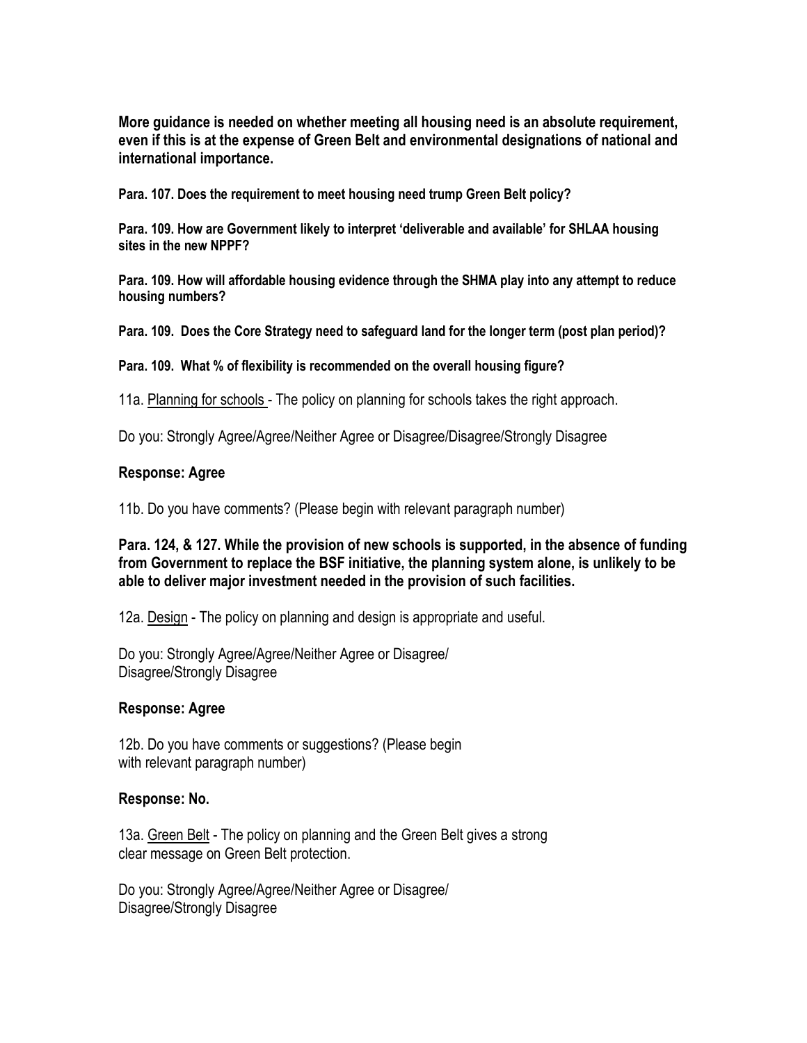**More guidance is needed on whether meeting all housing need is an absolute requirement, even if this is at the expense of Green Belt and environmental designations of national and international importance.**

**Para. 107. Does the requirement to meet housing need trump Green Belt policy?**

**Para. 109. How are Government likely to interpret 'deliverable and available' for SHLAA housing sites in the new NPPF?**

**Para. 109. How will affordable housing evidence through the SHMA play into any attempt to reduce housing numbers?**

**Para. 109. Does the Core Strategy need to safeguard land for the longer term (post plan period)?**

**Para. 109. What % of flexibility is recommended on the overall housing figure?**

11a. Planning for schools - The policy on planning for schools takes the right approach.

Do you: Strongly Agree/Agree/Neither Agree or Disagree/Disagree/Strongly Disagree

**Response: Agree**

11b. Do you have comments? (Please begin with relevant paragraph number)

**Para. 124, & 127. While the provision of new schools is supported, in the absence of funding from Government to replace the BSF initiative, the planning system alone, is unlikely to be able to deliver major investment needed in the provision of such facilities.**

12a. Design - The policy on planning and design is appropriate and useful.

Do you: Strongly Agree/Agree/Neither Agree or Disagree/
Disagree/Strongly Disagree

**Response: Agree**

12b. Do you have comments or suggestions? (Please begin
with relevant paragraph number)

**Response: No.**

13a. Green Belt - The policy on planning and the Green Belt gives a strong
clear message on Green Belt protection.

Do you: Strongly Agree/Agree/Neither Agree or Disagree/
Disagree/Strongly Disagree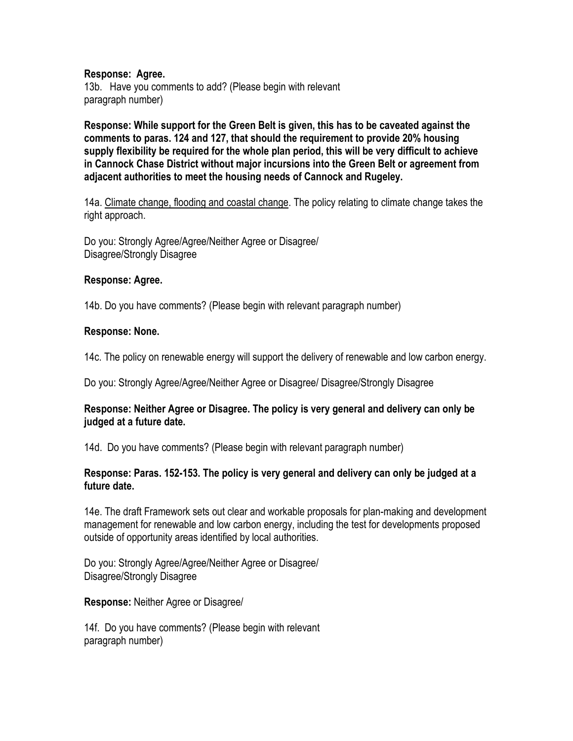**Response: Agree.**

13b. Have you comments to add? (Please begin with relevant paragraph number)

**Response: While support for the Green Belt is given, this has to be caveated against the comments to paras. 124 and 127, that should the requirement to provide 20% housing supply flexibility be required for the whole plan period, this will be very difficult to achieve in Cannock Chase District without major incursions into the Green Belt or agreement from adjacent authorities to meet the housing needs of Cannock and Rugeley.**

14a. Climate change, flooding and coastal change. The policy relating to climate change takes the right approach.

Do you: Strongly Agree/Agree/Neither Agree or Disagree/ Disagree/Strongly Disagree

**Response: Agree.**

14b. Do you have comments? (Please begin with relevant paragraph number)

**Response: None.**

14c. The policy on renewable energy will support the delivery of renewable and low carbon energy.

Do you: Strongly Agree/Agree/Neither Agree or Disagree/ Disagree/Strongly Disagree

**Response: Neither Agree or Disagree. The policy is very general and delivery can only be judged at a future date.**

14d. Do you have comments? (Please begin with relevant paragraph number)

**Response: Paras. 152-153. The policy is very general and delivery can only be judged at a future date.**

14e. The draft Framework sets out clear and workable proposals for plan-making and development management for renewable and low carbon energy, including the test for developments proposed outside of opportunity areas identified by local authorities.

Do you: Strongly Agree/Agree/Neither Agree or Disagree/ Disagree/Strongly Disagree

**Response:** Neither Agree or Disagree/

14f. Do you have comments? (Please begin with relevant paragraph number)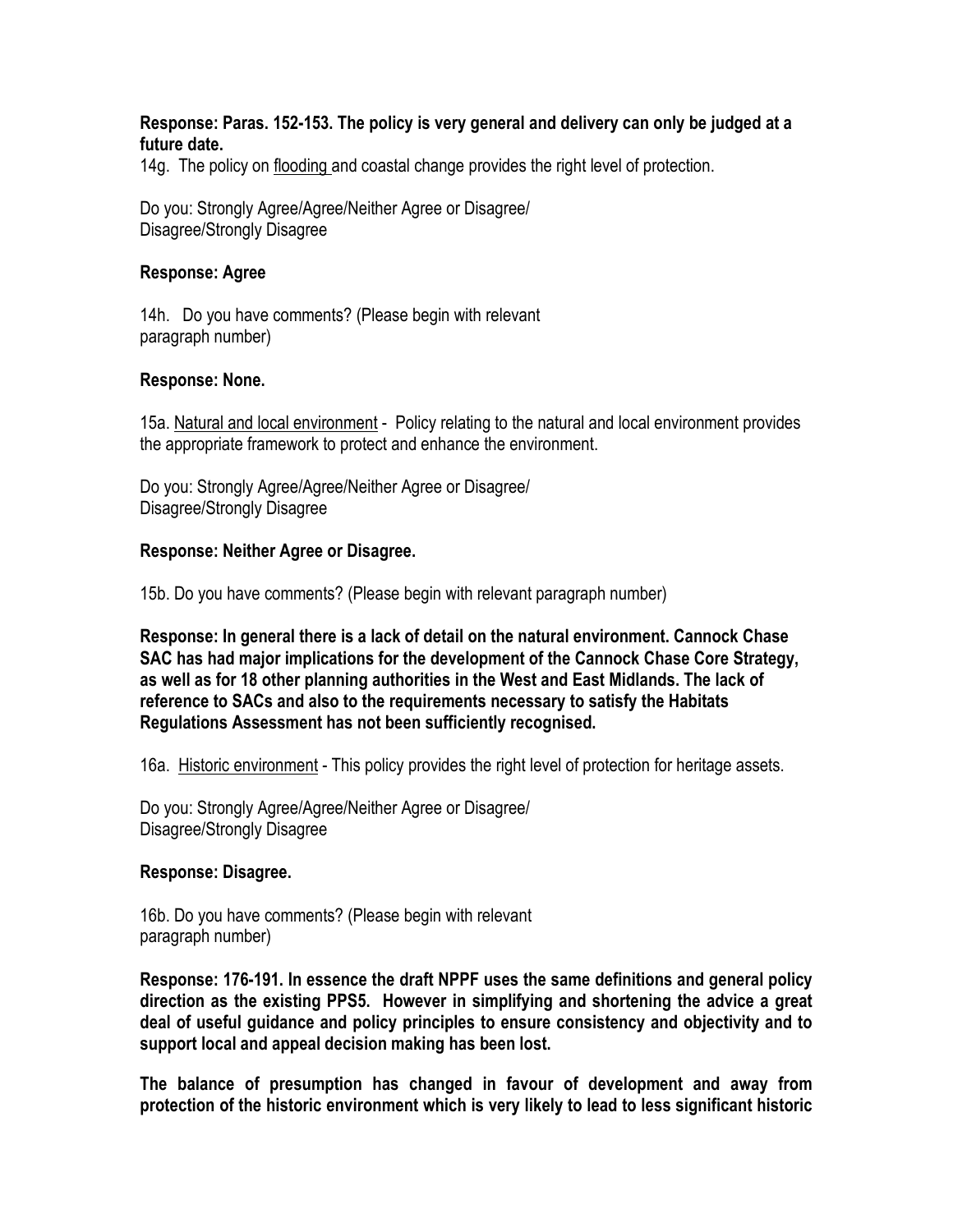**Response: Paras. 152-153. The policy is very general and delivery can only be judged at a future date.**

14g. The policy on flooding and coastal change provides the right level of protection.

Do you: Strongly Agree/Agree/Neither Agree or Disagree/
Disagree/Strongly Disagree

**Response: Agree**

14h. Do you have comments? (Please begin with relevant paragraph number)

**Response: None.**

15a. Natural and local environment - Policy relating to the natural and local environment provides the appropriate framework to protect and enhance the environment.

Do you: Strongly Agree/Agree/Neither Agree or Disagree/
Disagree/Strongly Disagree

**Response: Neither Agree or Disagree.**

15b. Do you have comments? (Please begin with relevant paragraph number)

**Response: In general there is a lack of detail on the natural environment. Cannock Chase SAC has had major implications for the development of the Cannock Chase Core Strategy, as well as for 18 other planning authorities in the West and East Midlands. The lack of reference to SACs and also to the requirements necessary to satisfy the Habitats Regulations Assessment has not been sufficiently recognised.**

16a. Historic environment - This policy provides the right level of protection for heritage assets.

Do you: Strongly Agree/Agree/Neither Agree or Disagree/
Disagree/Strongly Disagree

**Response: Disagree.**

16b. Do you have comments? (Please begin with relevant paragraph number)

**Response: 176-191. In essence the draft NPPF uses the same definitions and general policy direction as the existing PPS5. However in simplifying and shortening the advice a great deal of useful guidance and policy principles to ensure consistency and objectivity and to support local and appeal decision making has been lost.**

**The balance of presumption has changed in favour of development and away from protection of the historic environment which is very likely to lead to less significant historic**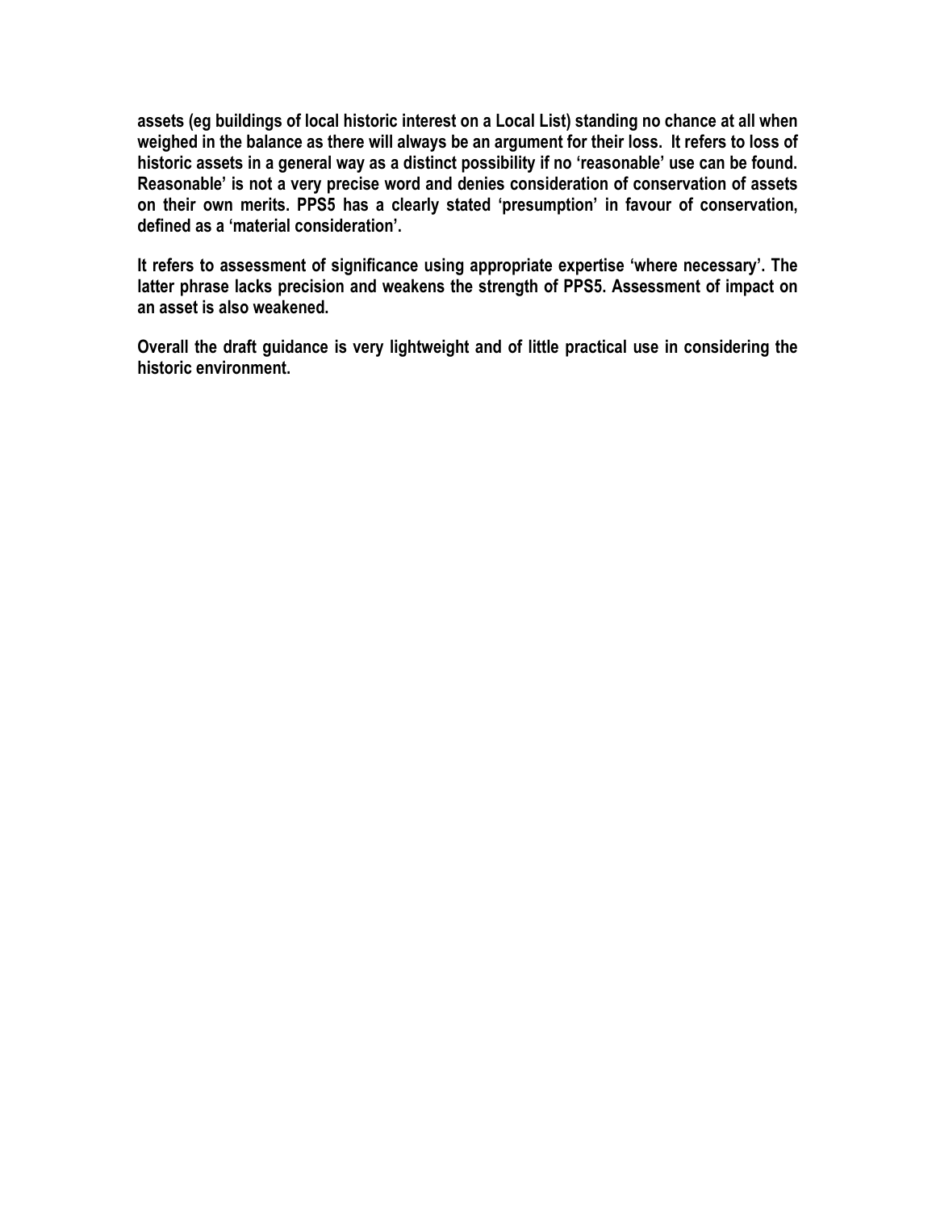**assets (eg buildings of local historic interest on a Local List) standing no chance at all when weighed in the balance as there will always be an argument for their loss. It refers to loss of historic assets in a general way as a distinct possibility if no 'reasonable' use can be found. Reasonable' is not a very precise word and denies consideration of conservation of assets on their own merits. PPS5 has a clearly stated 'presumption' in favour of conservation, defined as a 'material consideration'.**

**It refers to assessment of significance using appropriate expertise 'where necessary'. The latter phrase lacks precision and weakens the strength of PPS5. Assessment of impact on an asset is also weakened.**

**Overall the draft guidance is very lightweight and of little practical use in considering the historic environment.**